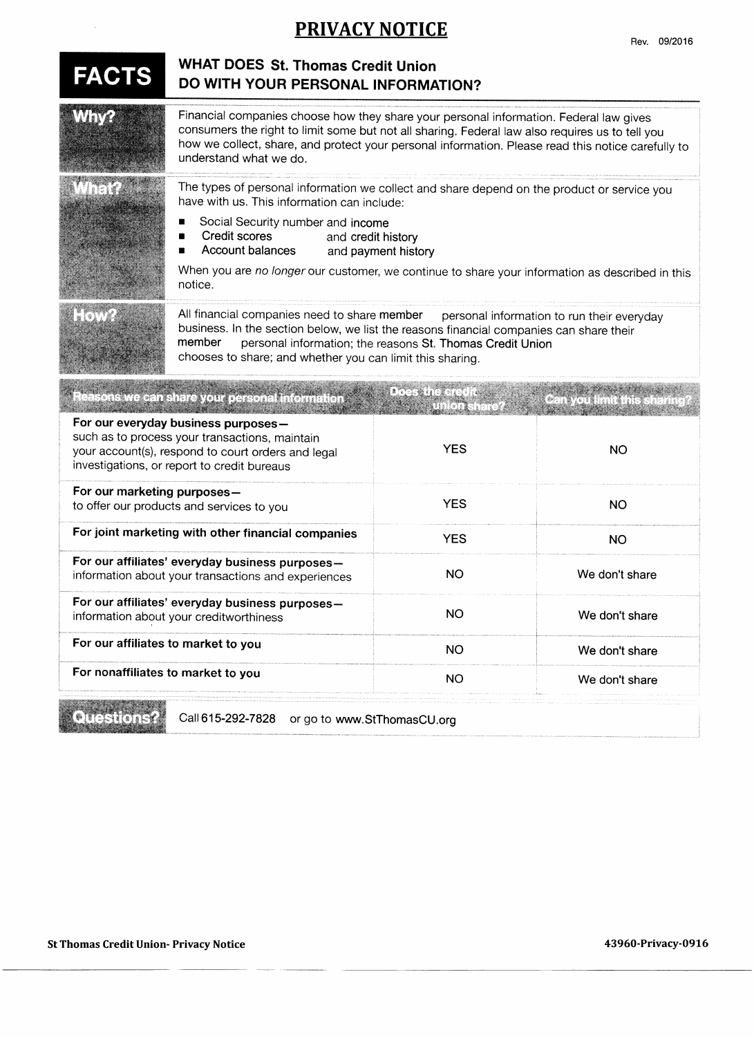# PRIVACY NOTICE

Rev. 09/2016

| FACTS | WHAT DOES St. Thomas Credit Union DO WITH YOUR PERSONAL INFORMATION? |
|---|---|
| **Why?** | Financial companies choose how they share your personal information. Federal law gives consumers the right to limit some but not all sharing. Federal law also requires us to tell you how we collect, share, and protect your personal information. Please read this notice carefully to understand what we do. |
| **What?** | The types of personal information we collect and share depend on the product or service you have with us. This information can include:<br>■ Social Security number and income<br>■ Credit scores and credit history<br>■ Account balances and payment history<br>When you are *no longer* our customer, we continue to share your information as described in this notice. |
| **How?** | All financial companies need to share member personal information to run their everyday business. In the section below, we list the reasons financial companies can share their member personal information; the reasons St. Thomas Credit Union chooses to share; and whether you can limit this sharing. |

| Reasons we can share your personal information | Does the credit union share? | Can you limit this sharing? |
|---|---|---|
| **For our everyday business purposes—** such as to process your transactions, maintain your account(s), respond to court orders and legal investigations, or report to credit bureaus | YES | NO |
| **For our marketing purposes—** to offer our products and services to you | YES | NO |
| **For joint marketing with other financial companies** | YES | NO |
| **For our affiliates' everyday business purposes—** information about your transactions and experiences | NO | We don't share |
| **For our affiliates' everyday business purposes—** information about your creditworthiness | NO | We don't share |
| **For our affiliates to market to you** | NO | We don't share |
| **For nonaffiliates to market to you** | NO | We don't share |

| **Questions?** | Call 615-292-7828 or go to www.StThomasCU.org |
|---|---|

**St Thomas Credit Union- Privacy Notice** **43960-Privacy-0916**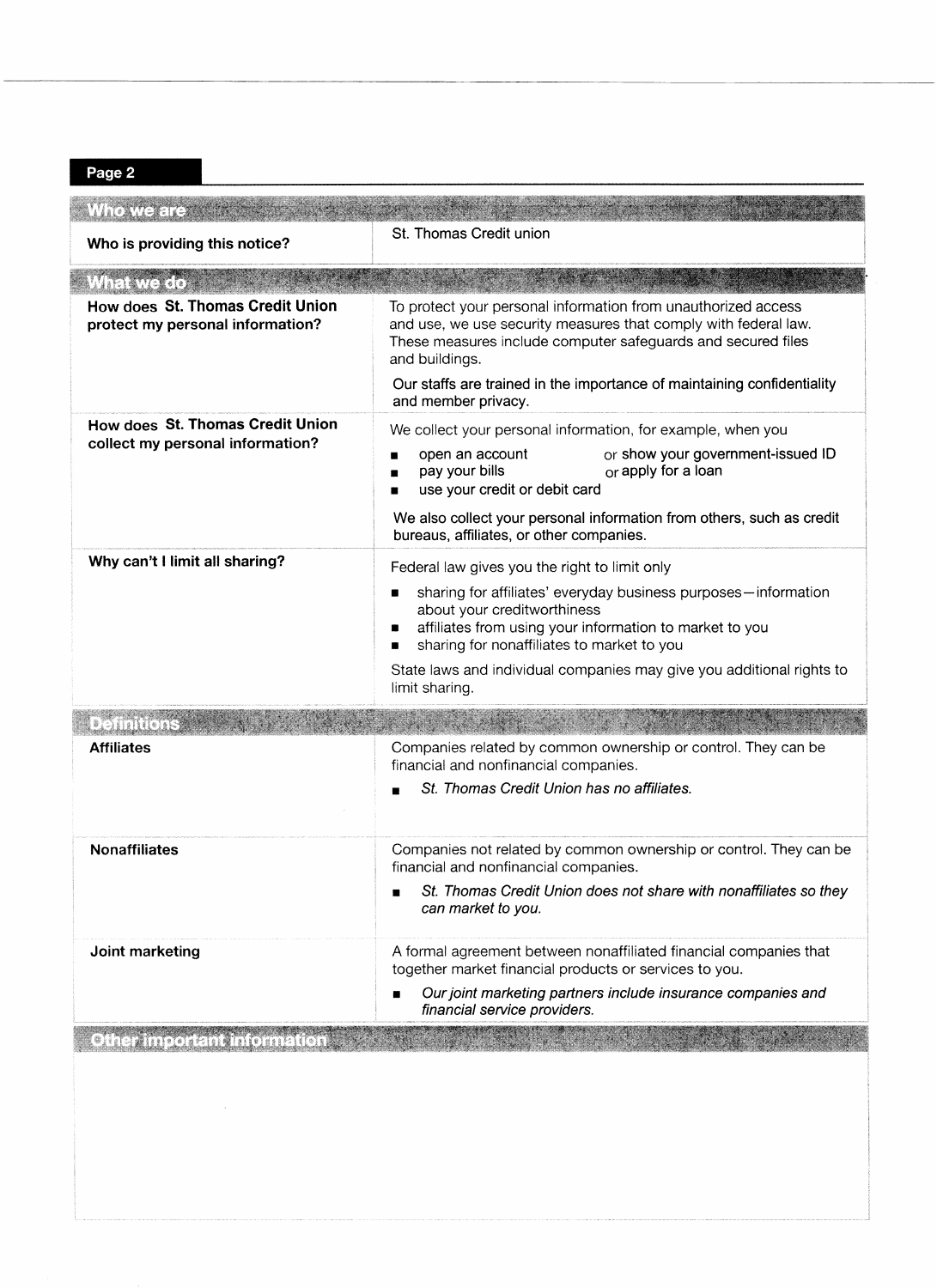| Who we are | |
|---|---|
| **Who is providing this notice?** | St. Thomas Credit union |

| What we do | |
|---|---|
| **How does St. Thomas Credit Union protect my personal information?** | To protect your personal information from unauthorized access and use, we use security measures that comply with federal law. These measures include computer safeguards and secured files and buildings.<br><br>Our staffs are trained in the importance of maintaining confidentiality and member privacy. |
| **How does St. Thomas Credit Union collect my personal information?** | We collect your personal information, for example, when you<br>■ open an account or show your government-issued ID<br>■ pay your bills or apply for a loan<br>■ use your credit or debit card<br><br>We also collect your personal information from others, such as credit bureaus, affiliates, or other companies. |
| **Why can't I limit all sharing?** | Federal law gives you the right to limit only<br>■ sharing for affiliates' everyday business purposes—information about your creditworthiness<br>■ affiliates from using your information to market to you<br>■ sharing for nonaffiliates to market to you<br><br>State laws and individual companies may give you additional rights to limit sharing. |

| Definitions | |
|---|---|
| **Affiliates** | Companies related by common ownership or control. They can be financial and nonfinancial companies.<br>■ *St. Thomas Credit Union has no affiliates.* |
| **Nonaffiliates** | Companies not related by common ownership or control. They can be financial and nonfinancial companies.<br>■ *St. Thomas Credit Union does not share with nonaffiliates so they can market to you.* |
| **Joint marketing** | A formal agreement between nonaffiliated financial companies that together market financial products or services to you.<br>■ *Our joint marketing partners include insurance companies and financial service providers.* |

## Other important information